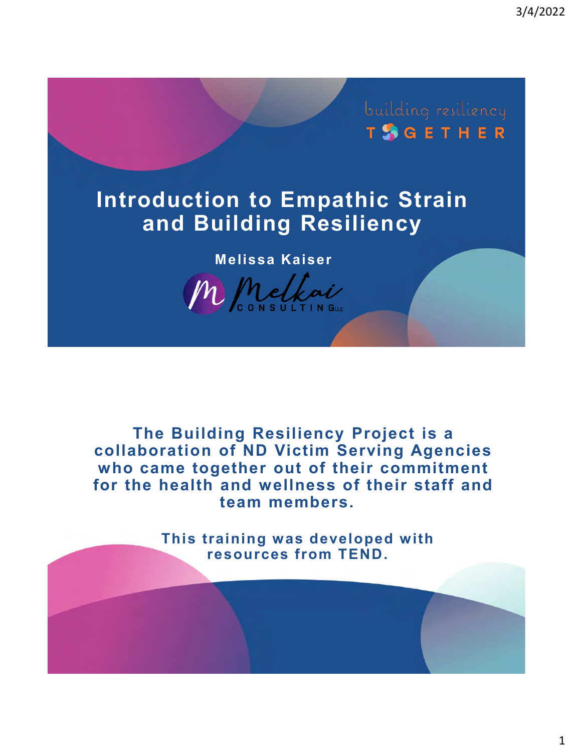building resiliency

TOGETHER

# Introduction to Empathic Strain and Building Resiliency

**Melissa Kaiser**

Melkai Consulting LLC

**The Building Resiliency Project is a collaboration of ND Victim Serving Agencies who came together out of their commitment for the health and wellness of their staff and team members.**

**This training was developed with resources from TEND.**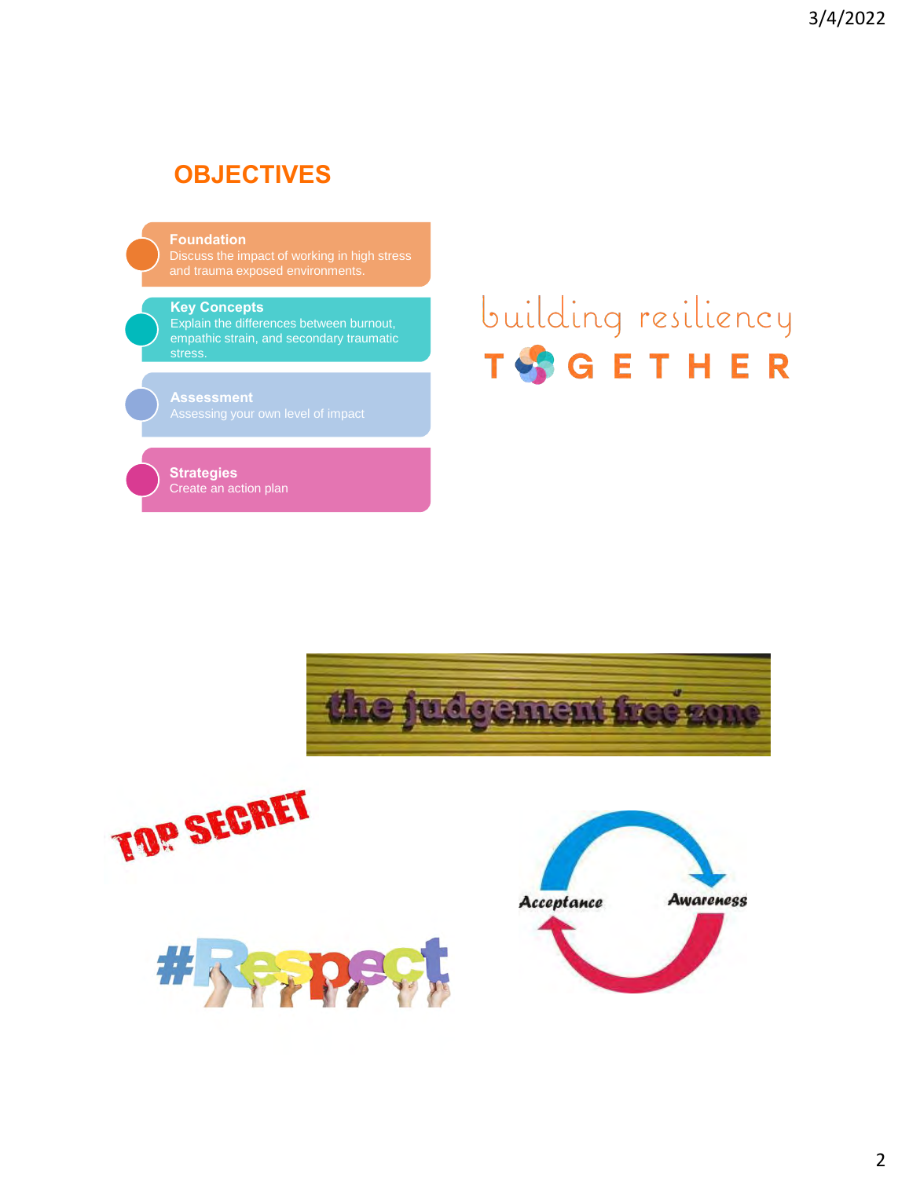## OBJECTIVES

- **Foundation**
  Discuss the impact of working in high stress and trauma exposed environments.
- **Key Concepts**
  Explain the differences between burnout, empathic strain, and secondary traumatic stress.
- **Assessment**
  Assessing your own level of impact
- **Strategies**
  Create an action plan

building resiliency
TOGETHER

the judgement free zone

TOP SECRET

#Respect

Acceptance

Awareness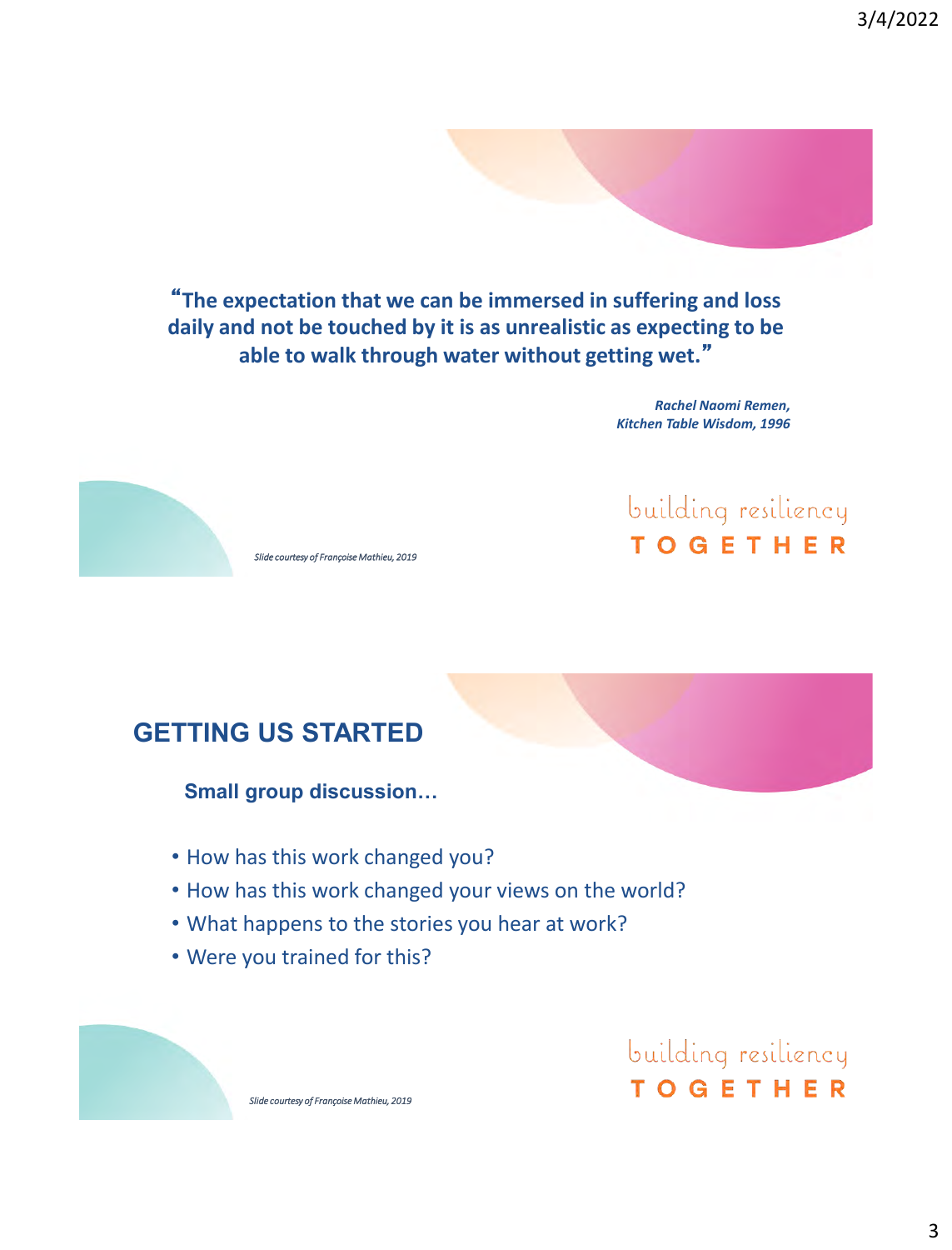**"The expectation that we can be immersed in suffering and loss daily and not be touched by it is as unrealistic as expecting to be able to walk through water without getting wet."**

***Rachel Naomi Remen, Kitchen Table Wisdom, 1996***

*Slide courtesy of Françoise Mathieu, 2019*

building resiliency
TOGETHER

## GETTING US STARTED

**Small group discussion…**

- How has this work changed you?
- How has this work changed your views on the world?
- What happens to the stories you hear at work?
- Were you trained for this?

*Slide courtesy of Françoise Mathieu, 2019*

building resiliency
TOGETHER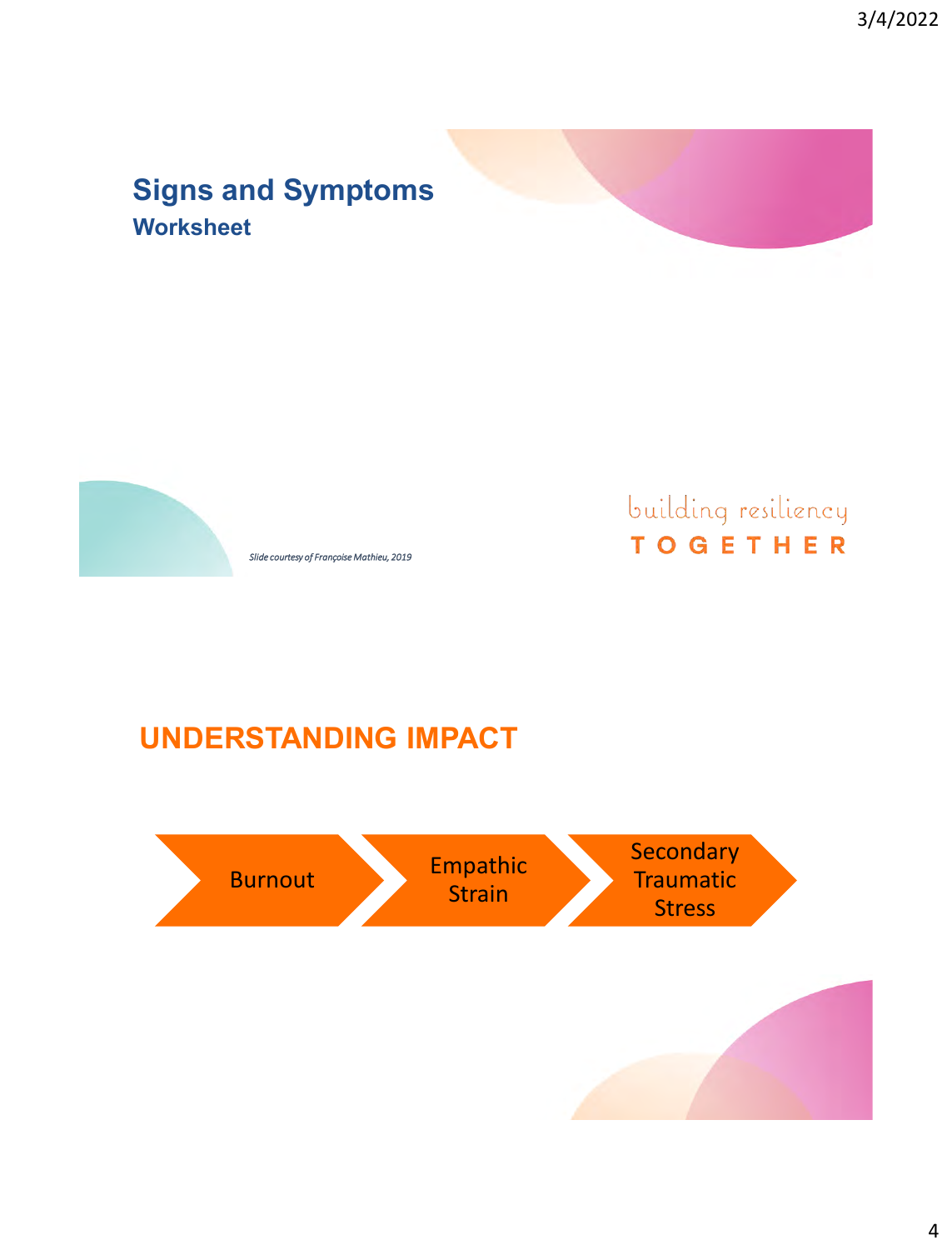## Signs and Symptoms

### Worksheet

*Slide courtesy of Françoise Mathieu, 2019*

building resiliency
TOGETHER

## UNDERSTANDING IMPACT

Burnout → Empathic Strain → Secondary Traumatic Stress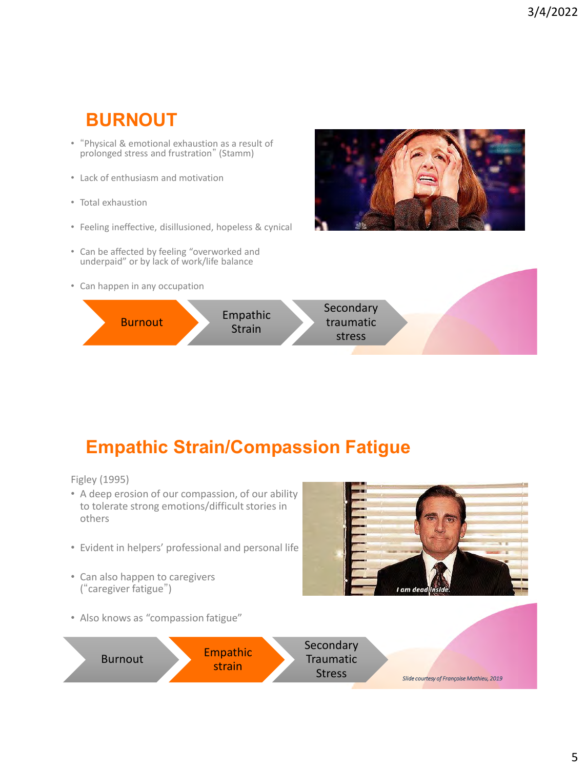## BURNOUT

- "Physical & emotional exhaustion as a result of prolonged stress and frustration" (Stamm)
- Lack of enthusiasm and motivation
- Total exhaustion
- Feeling ineffective, disillusioned, hopeless & cynical
- Can be affected by feeling "overworked and underpaid" or by lack of work/life balance
- Can happen in any occupation

Burnout → Empathic Strain → Secondary traumatic stress

## Empathic Strain/Compassion Fatigue

Figley (1995)

- A deep erosion of our compassion, of our ability to tolerate strong emotions/difficult stories in others
- Evident in helpers' professional and personal life
- Can also happen to caregivers ("caregiver fatigue")
- Also knows as "compassion fatigue"

Burnout → Empathic strain → Secondary Traumatic Stress

*Slide courtesy of Françoise Mathieu, 2019*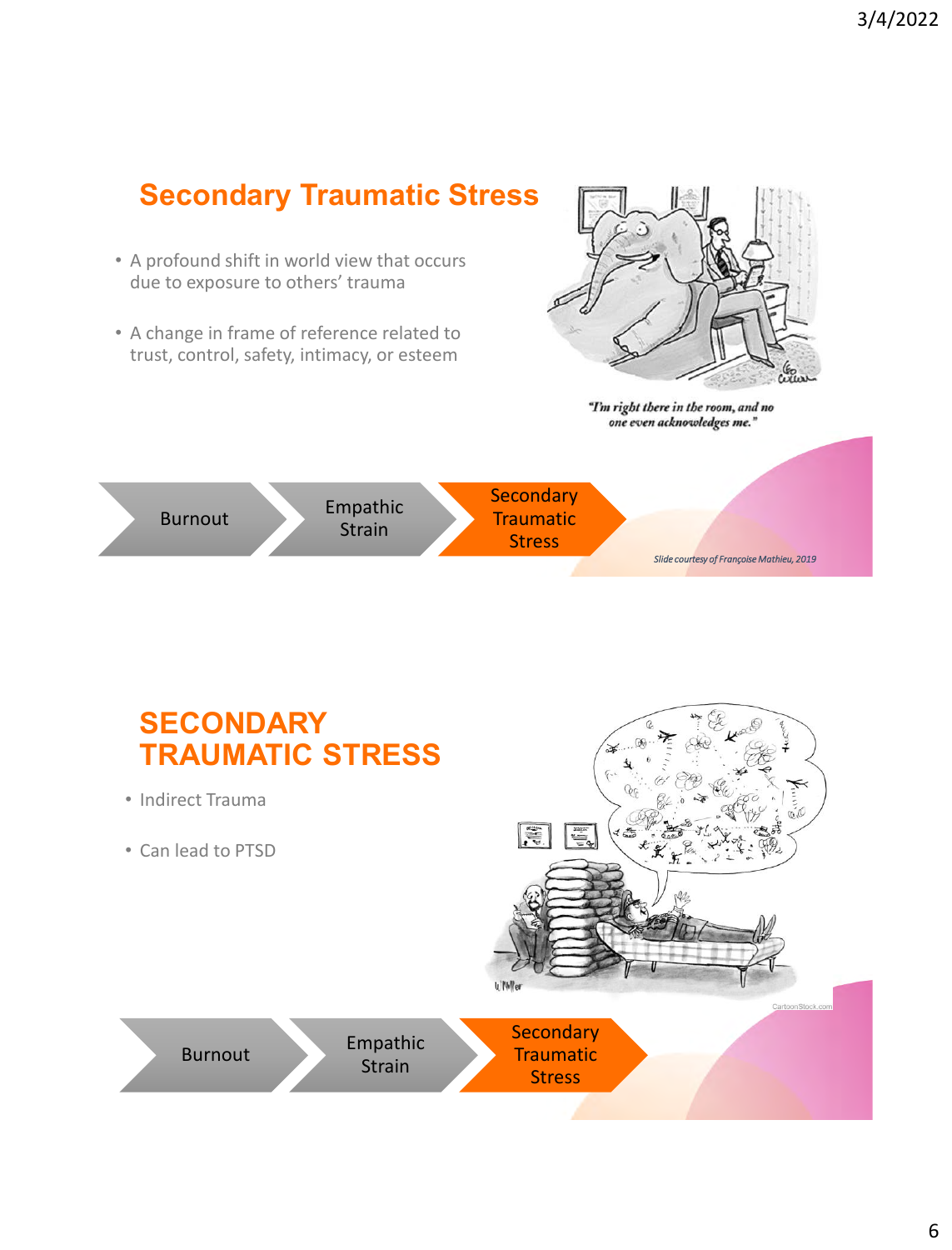## Secondary Traumatic Stress

- A profound shift in world view that occurs due to exposure to others' trauma
- A change in frame of reference related to trust, control, safety, intimacy, or esteem

*"I'm right there in the room, and no one even acknowledges me."*

Burnout → Empathic Strain → Secondary Traumatic Stress

*Slide courtesy of Françoise Mathieu, 2019*

## SECONDARY TRAUMATIC STRESS

- Indirect Trauma
- Can lead to PTSD

Burnout → Empathic Strain → Secondary Traumatic Stress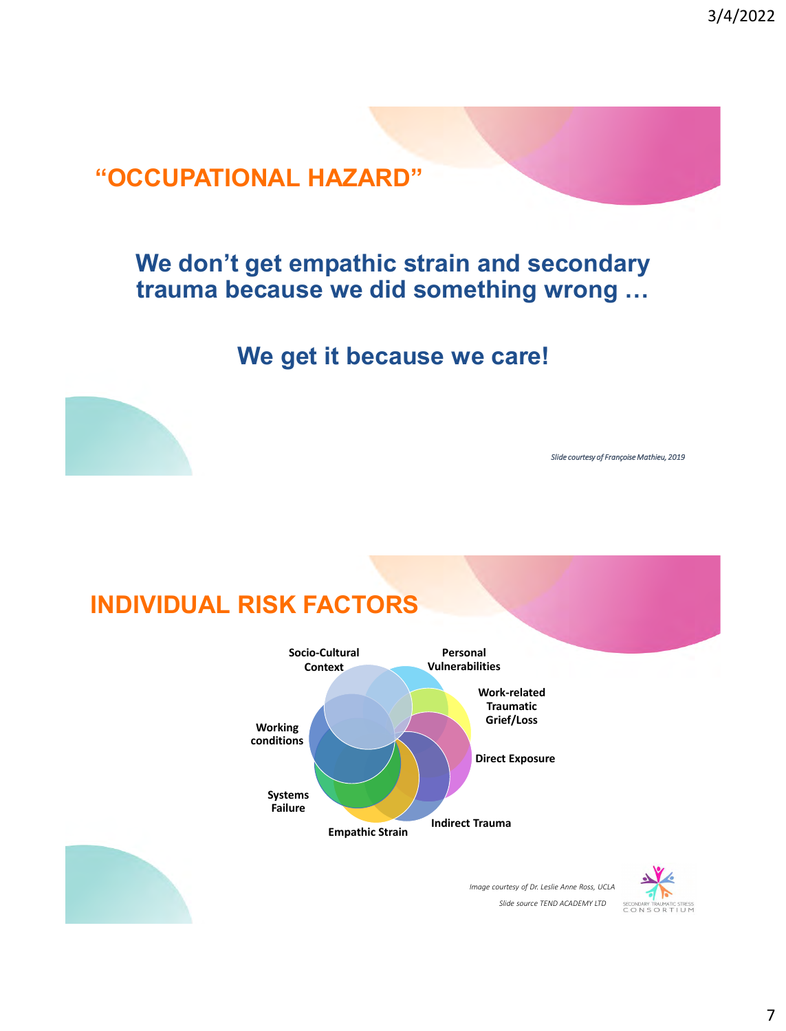## "OCCUPATIONAL HAZARD"

**We don't get empathic strain and secondary trauma because we did something wrong …**

**We get it because we care!**

*Slide courtesy of Françoise Mathieu, 2019*

## INDIVIDUAL RISK FACTORS

- Socio-Cultural Context
- Personal Vulnerabilities
- Work-related Traumatic Grief/Loss
- Direct Exposure
- Indirect Trauma
- Empathic Strain
- Systems Failure
- Working conditions

*Image courtesy of Dr. Leslie Anne Ross, UCLA*

*Slide source TEND ACADEMY LTD*

SECONDARY TRAUMATIC STRESS CONSORTIUM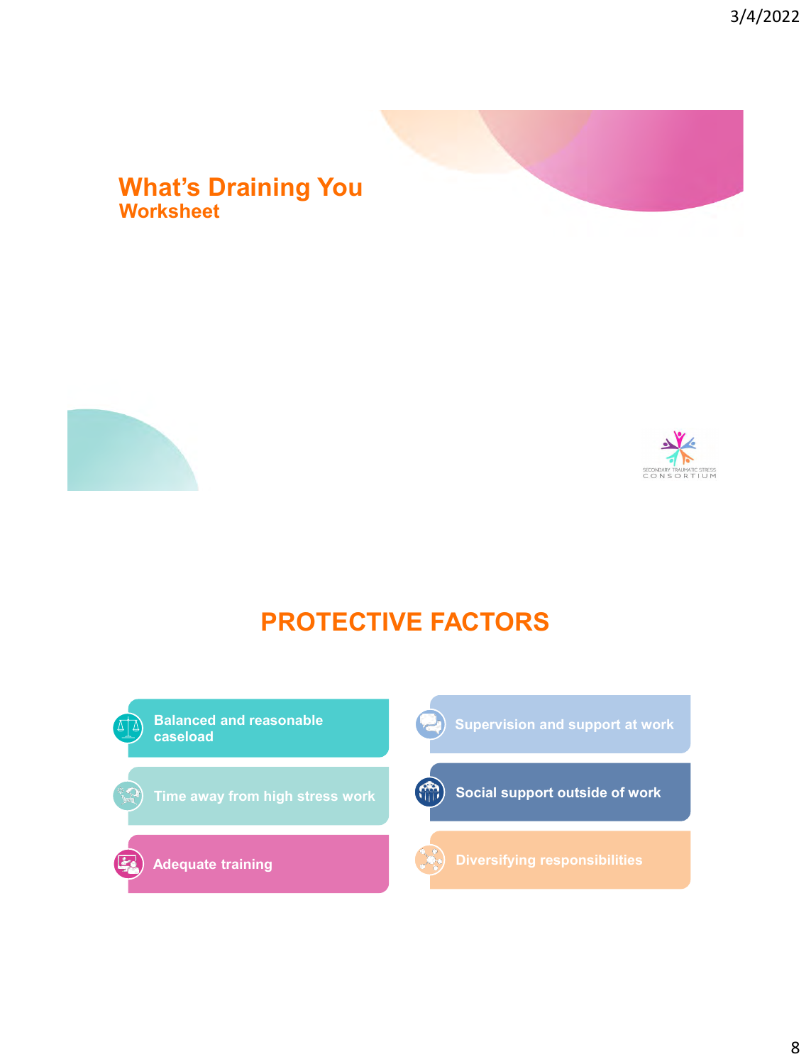# What's Draining You

## Worksheet

SECONDARY TRAUMATIC STRESS CONSORTIUM

# PROTECTIVE FACTORS

- Balanced and reasonable caseload
- Time away from high stress work
- Adequate training
- Supervision and support at work
- Social support outside of work
- Diversifying responsibilities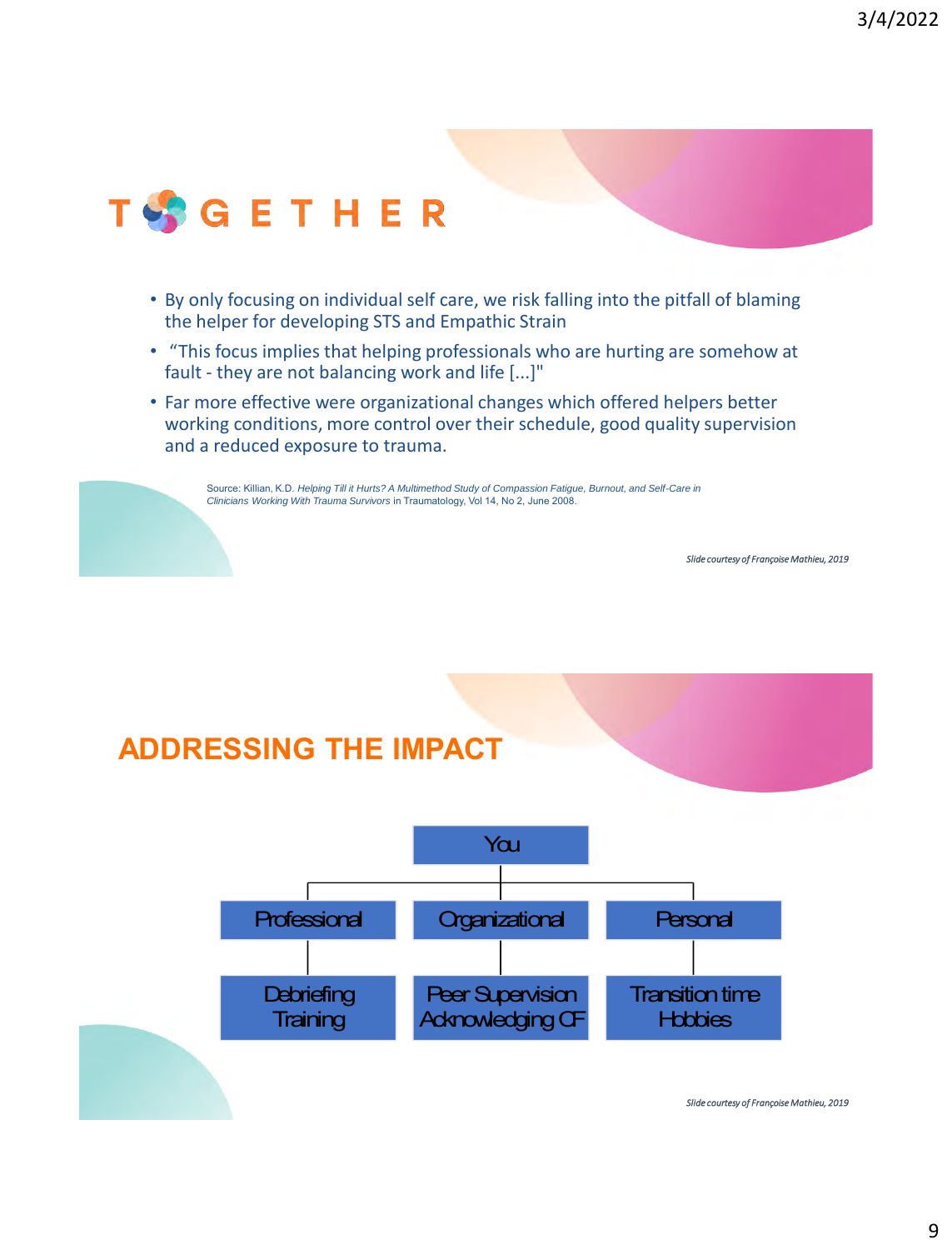# TOGETHER

- By only focusing on individual self care, we risk falling into the pitfall of blaming the helper for developing STS and Empathic Strain
- "This focus implies that helping professionals who are hurting are somehow at fault - they are not balancing work and life [...]"
- Far more effective were organizational changes which offered helpers better working conditions, more control over their schedule, good quality supervision and a reduced exposure to trauma.

Source: Killian, K.D. *Helping Till it Hurts? A Multimethod Study of Compassion Fatigue, Burnout, and Self-Care in Clinicians Working With Trauma Survivors* in Traumatology, Vol 14, No 2, June 2008.

*Slide courtesy of Françoise Mathieu, 2019*

# ADDRESSING THE IMPACT

You

- Professional
  - Debriefing
  - Training
- Organizational
  - Peer Supervision
  - Acknowledging CF
- Personal
  - Transition time
  - Hobbies

*Slide courtesy of Françoise Mathieu, 2019*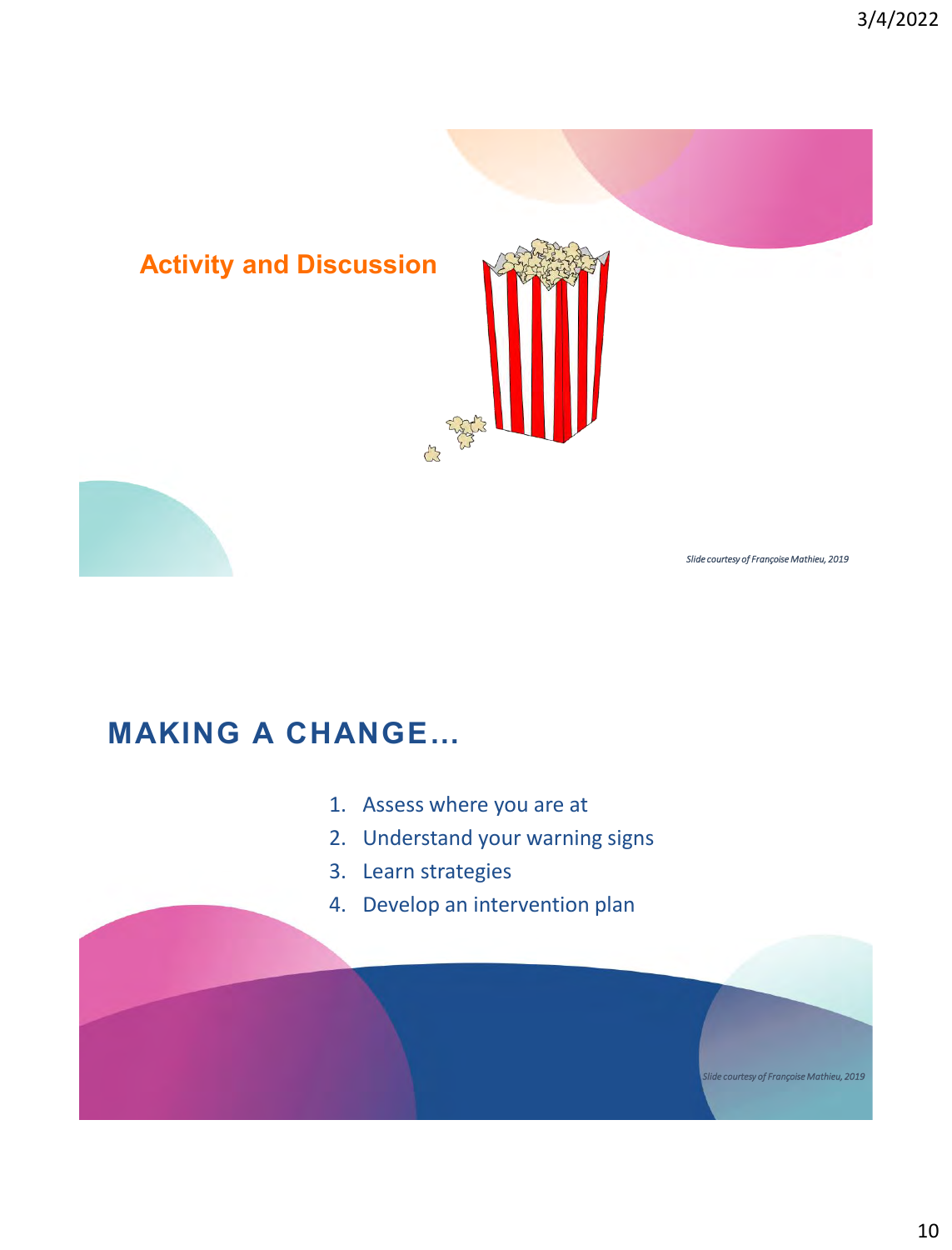## Activity and Discussion

*Slide courtesy of Françoise Mathieu, 2019*

## MAKING A CHANGE…

1. Assess where you are at
2. Understand your warning signs
3. Learn strategies
4. Develop an intervention plan

*Slide courtesy of Françoise Mathieu, 2019*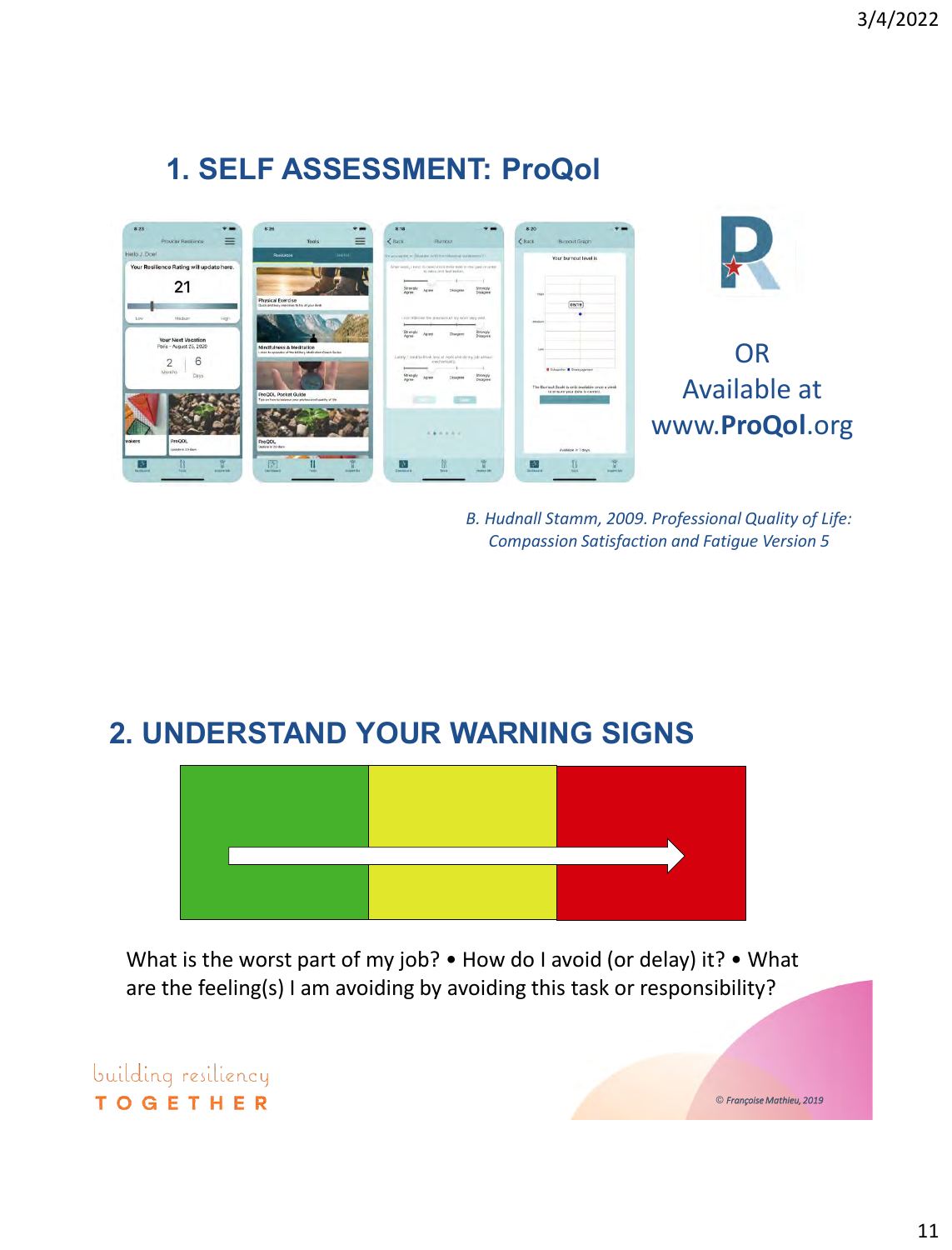## 1. SELF ASSESSMENT: ProQol

OR
Available at
www.**ProQol**.org

*B. Hudnall Stamm, 2009. Professional Quality of Life: Compassion Satisfaction and Fatigue Version 5*

## 2. UNDERSTAND YOUR WARNING SIGNS

What is the worst part of my job? • How do I avoid (or delay) it? • What are the feeling(s) I am avoiding by avoiding this task or responsibility?

building resiliency
TOGETHER

© Françoise Mathieu, 2019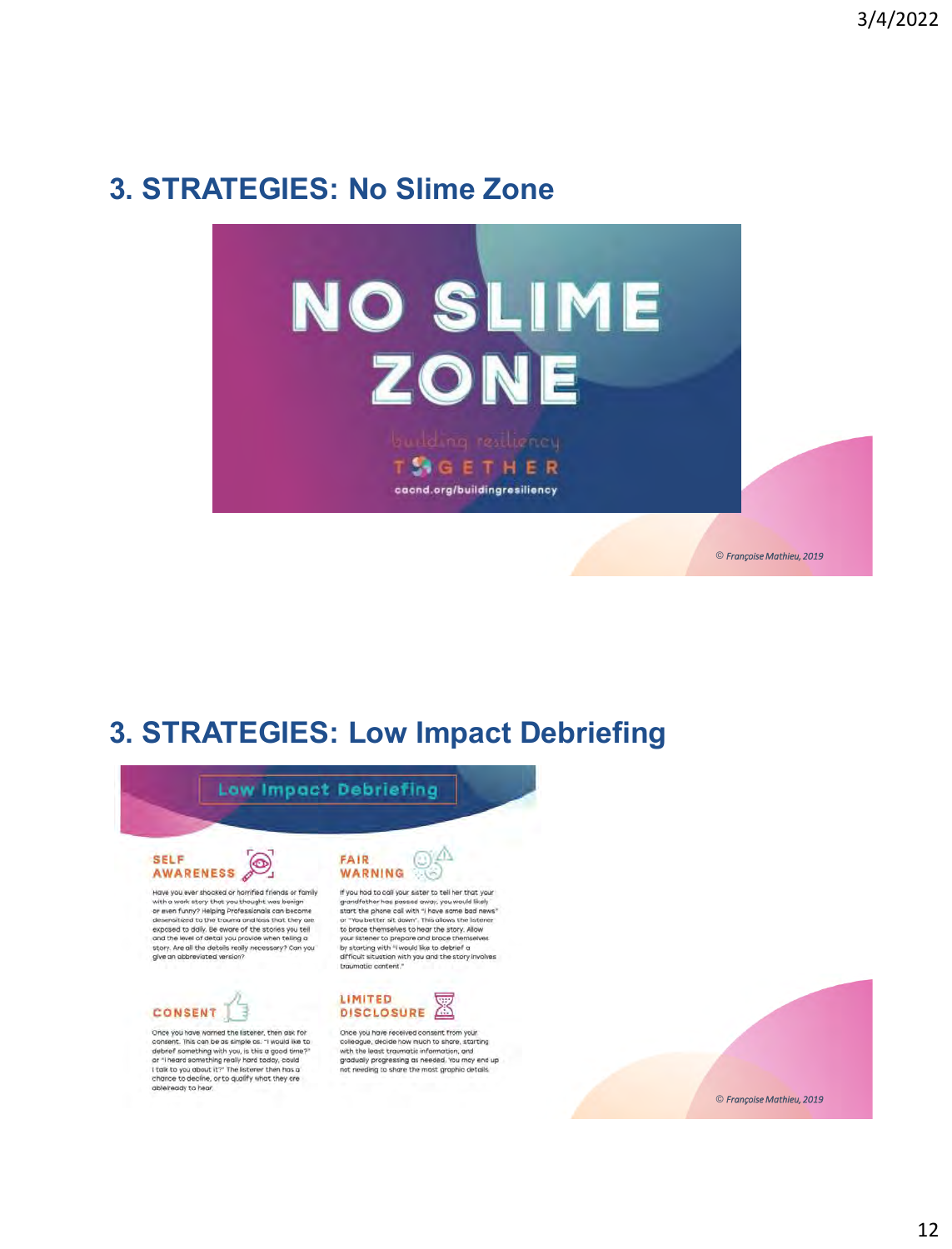## 3. STRATEGIES: No Slime Zone

NO SLIME ZONE

building resiliency

TOGETHER

cacnd.org/buildingresiliency

© Françoise Mathieu, 2019

## 3. STRATEGIES: Low Impact Debriefing

Low Impact Debriefing

**SELF AWARENESS**

Have you ever shocked or horrified friends or family with a work story that you thought was benign or even funny? Helping Professionals can become desensitized to the trauma and loss that they are exposed to daily. Be aware of the stories you tell and the level of detail you provide when telling a story. Are all the details really necessary? Can you give an abbreviated version?

**FAIR WARNING**

If you had to call your sister to tell her that your grandfather has passed away, you would likely start the phone call with "I have some bad news" or "You better sit down". This allows the listener to brace themselves to hear the story. Allow your listener to prepare and brace themselves by starting with "I would like to debrief a difficult situation with you and the story involves traumatic content."

**CONSENT**

Once you have warned the listener, then ask for consent. This can be as simple as: "I would like to debrief something with you, is this a good time?" or "I heard something really hard today, could I talk to you about it?" The listener then has a chance to decline, or to qualify what they are able/ready to hear.

**LIMITED DISCLOSURE**

Once you have received consent from your colleague, decide how much to share, starting with the least traumatic information, and gradually progressing as needed. You may end up not needing to share the most graphic details.

© Françoise Mathieu, 2019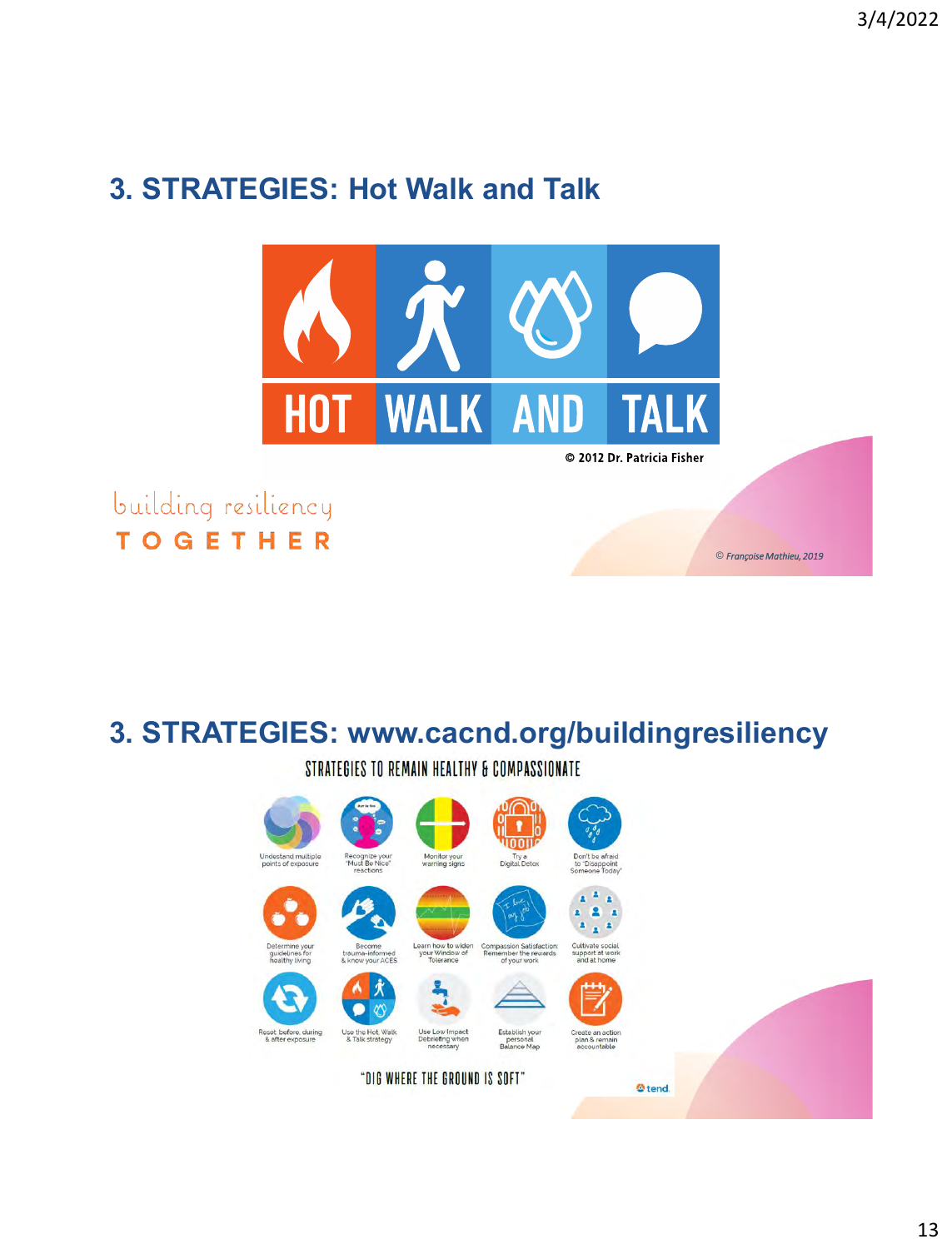## 3. STRATEGIES: Hot Walk and Talk

HOT WALK AND TALK

© 2012 Dr. Patricia Fisher

building resiliency
TOGETHER

© Françoise Mathieu, 2019

## 3. STRATEGIES: www.cacnd.org/buildingresiliency

STRATEGIES TO REMAIN HEALTHY & COMPASSIONATE

- Understand multiple points of exposure
- Recognize your "Must Be Nice" reactions
- Monitor your warning signs
- Try a Digital Detox
- Don't be afraid to 'Disappoint Someone Today'
- Determine your guidelines for healthy living
- Become trauma-informed & know your ACES
- Learn how to widen your Window of Tolerance
- Compassion Satisfaction: Remember the rewards of your work
- Cultivate social support at work and at home
- Reset before, during & after exposure
- Use the Hot Walk & Talk strategy
- Use Low Impact Debriefing when necessary
- Establish your personal Balance Map
- Create an action plan & remain accountable

"DIG WHERE THE GROUND IS SOFT"

tend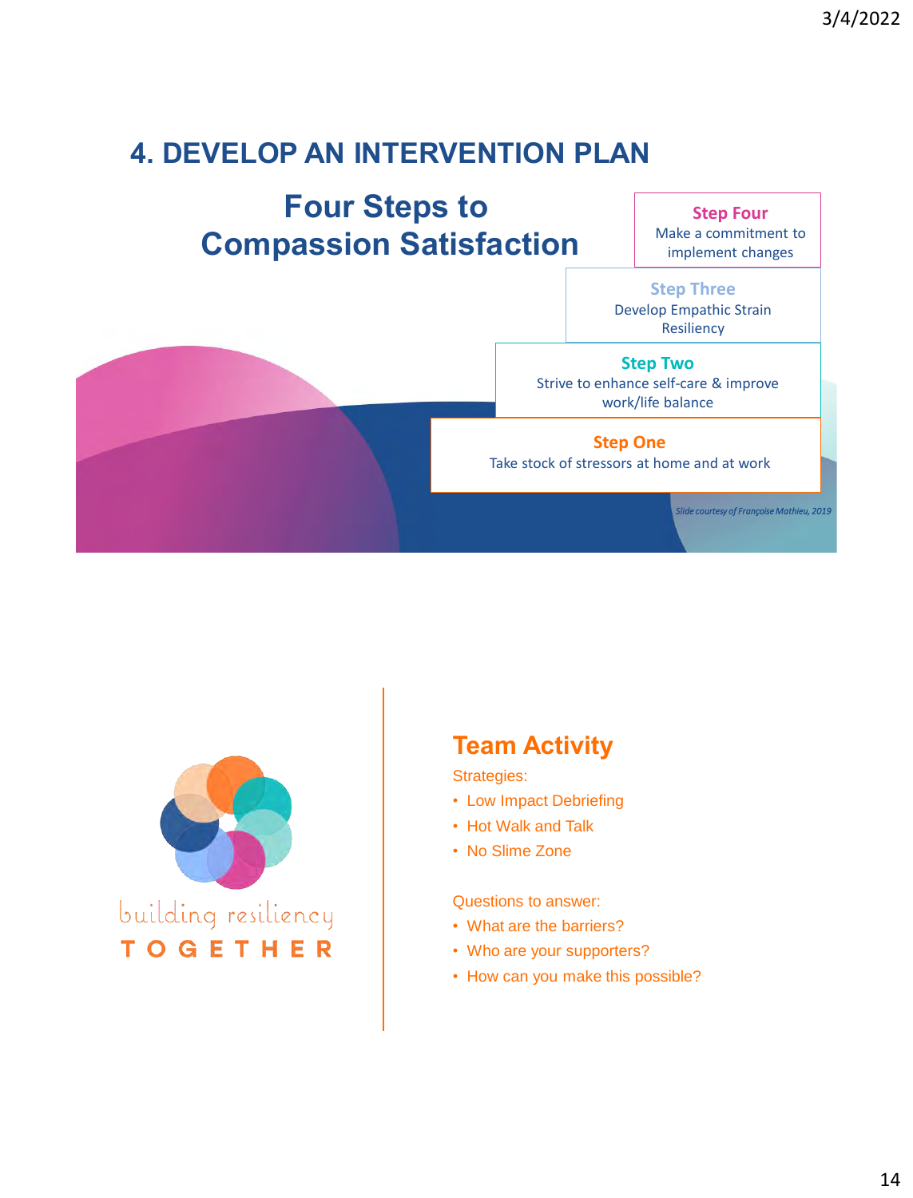# 4. DEVELOP AN INTERVENTION PLAN

## Four Steps to Compassion Satisfaction

**Step Four**
Make a commitment to implement changes

**Step Three**
Develop Empathic Strain Resiliency

**Step Two**
Strive to enhance self-care & improve work/life balance

**Step One**
Take stock of stressors at home and at work

*Slide courtesy of Françoise Mathieu, 2019*

building resiliency
TOGETHER

## Team Activity

Strategies:

- Low Impact Debriefing
- Hot Walk and Talk
- No Slime Zone

Questions to answer:

- What are the barriers?
- Who are your supporters?
- How can you make this possible?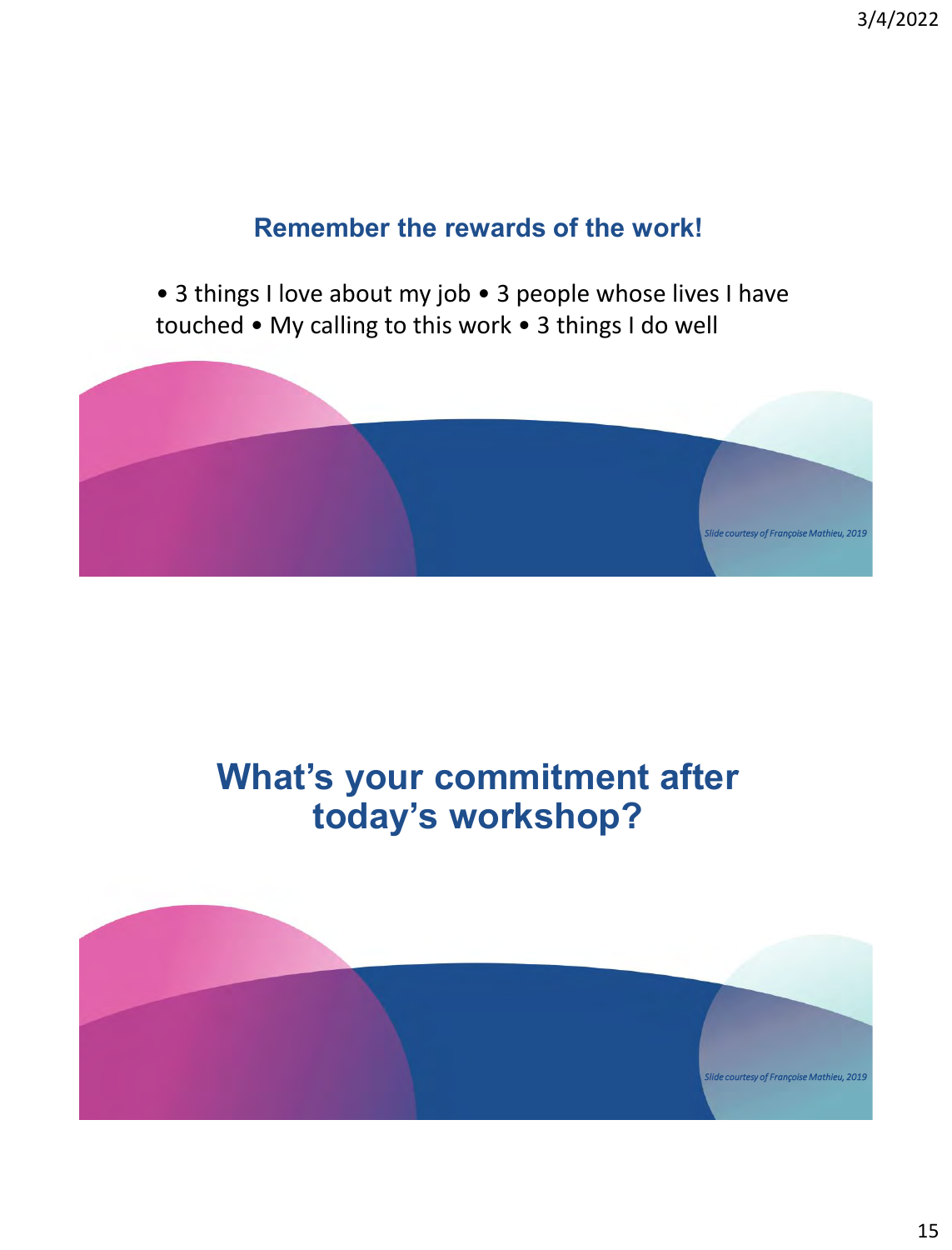## Remember the rewards of the work!

• 3 things I love about my job • 3 people whose lives I have touched • My calling to this work • 3 things I do well

*Slide courtesy of Françoise Mathieu, 2019*

## What's your commitment after today's workshop?

*Slide courtesy of Françoise Mathieu, 2019*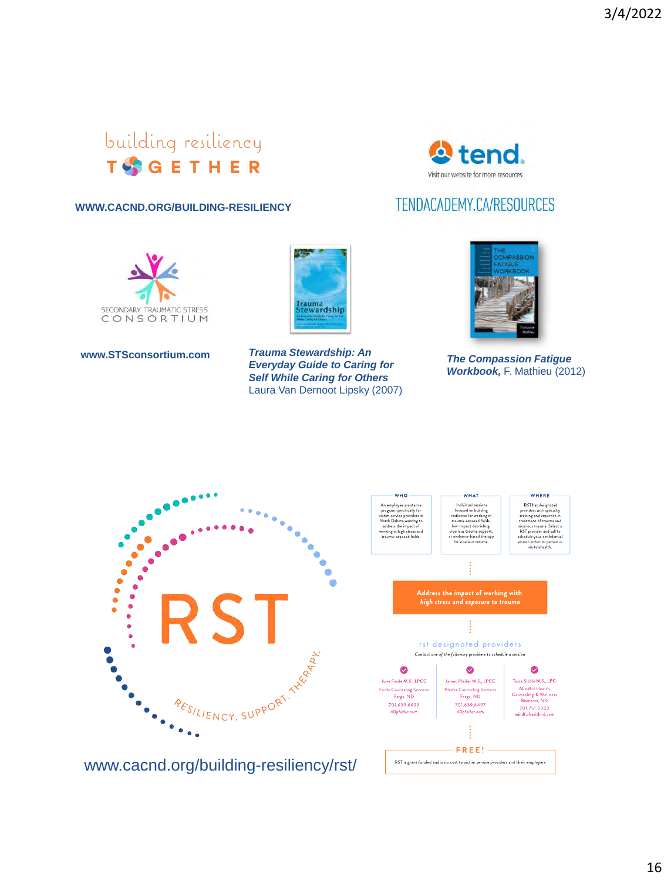building resiliency TOGETHER

WWW.CACND.ORG/BUILDING-RESILIENCY

tend

Visit our website for more resources

TENDACADEMY.CA/RESOURCES

SECONDARY TRAUMATIC STRESS CONSORTIUM

www.STSconsortium.com

***Trauma Stewardship: An Everyday Guide to Caring for Self While Caring for Others*** Laura Van Dernoot Lipsky (2007)

***The Compassion Fatigue Workbook,*** F. Mathieu (2012)

RST

RESILIENCY. SUPPORT. THERAPY.

www.cacnd.org/building-resiliency/rst/

| WHO | WHAT | WHERE |
|---|---|---|
| An employee assistance program specifically for victim service providers in North Dakota wanting to address the impact of working in high stress and trauma-exposed fields. | Individual sessions focused on building resilience for working in trauma-exposed fields, low-impact debriefing, vicarious trauma support, or evidence-based therapy for vicarious trauma. | RST has designated providers with specialty training and expertise in treatment of trauma and vicarious trauma. Select a RST provider and call to schedule your confidential session either in-person or via telehealth. |

**Address the *impact* of working with *high stress* and *exposure to trauma***

rst designated providers

*Contact one of the following providers to schedule a session*

| June Forde M.S., LPCC | James Pfeifer M.S., LPCC | Tessa Sickle M.S., LPC |
|---|---|---|
| Forde Counseling Services | Pfeifer Counseling Services | Mindful Health Counseling & Wellness |
| Fargo, ND | Fargo, ND | Bismarck, ND |
| 701.639.6493 | 701.639.6497 | 701.751.0302 |
| 40pfeifer.com | 40pfeifer.com | mindfulhealthnd.com |

**FREE!**

RST is grant funded and is no cost to victim service providers and their employers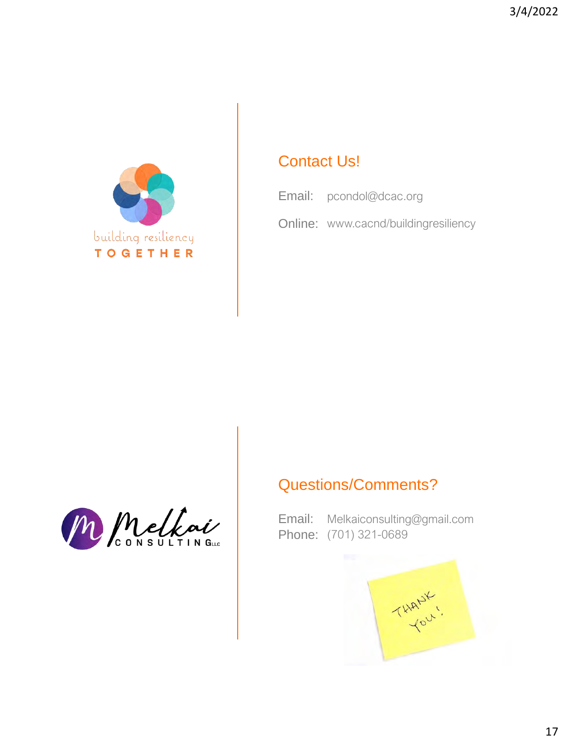building resiliency
TOGETHER

## Contact Us!

Email: pcondol@dcac.org

Online: www.cacnd/buildingresiliency

Melkai CONSULTING LLC

## Questions/Comments?

Email: Melkaiconsulting@gmail.com
Phone: (701) 321-0689

THANK YOU!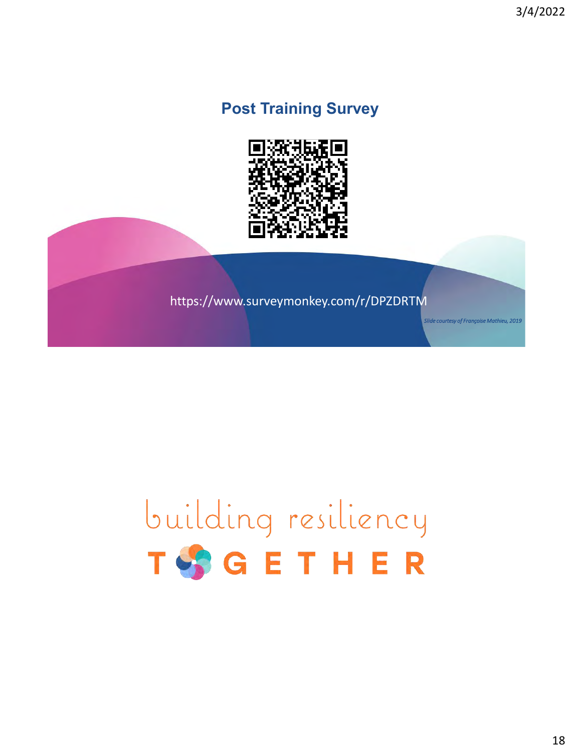## Post Training Survey

https://www.surveymonkey.com/r/DPZDRTM

*Slide courtesy of Françoise Mathieu, 2019*

building resiliency

TOGETHER